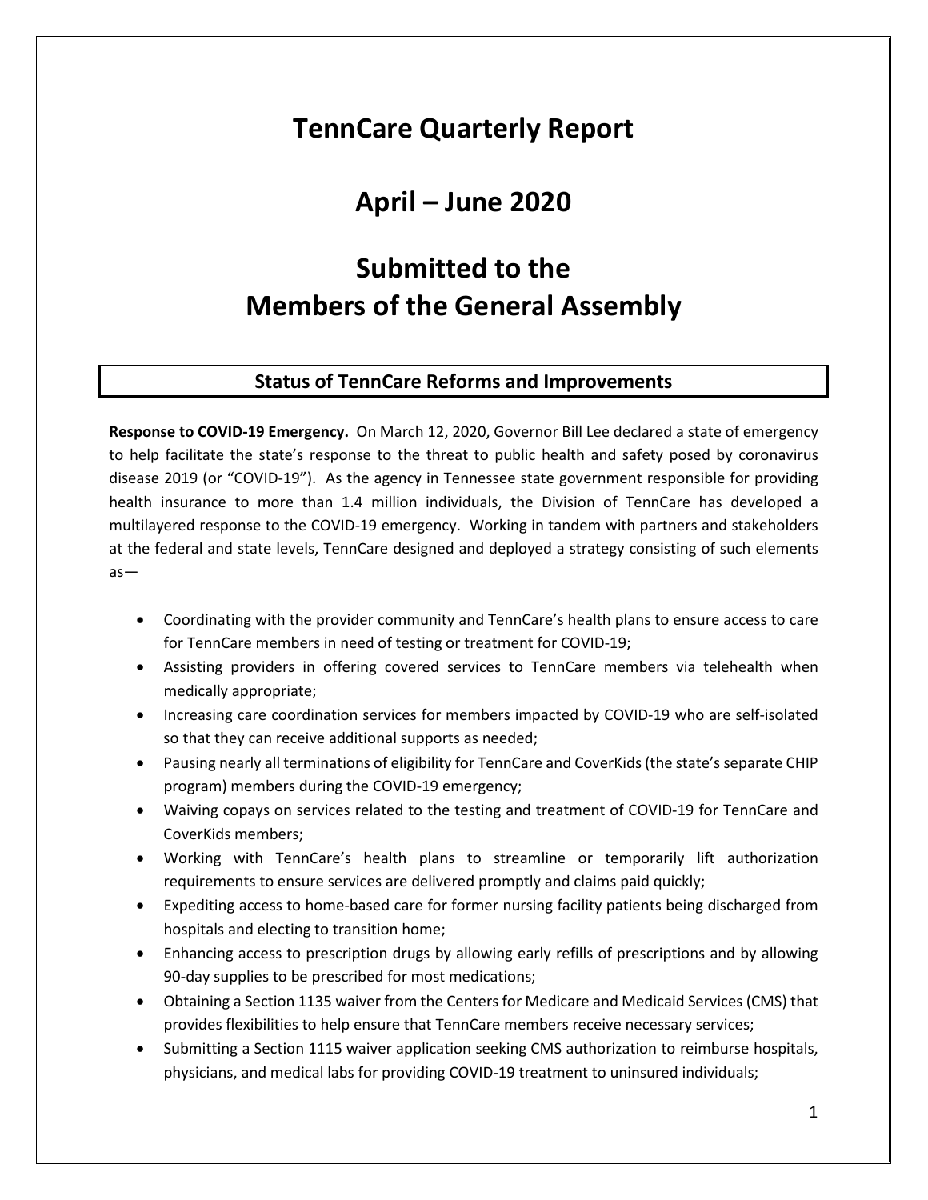# TennCare Quarterly Report

# April – June 2020

# Submitted to the Members of the General Assembly

## Status of TennCare Reforms and Improvements

**Response to COVID-19 Emergency.** On March 12, 2020, Governor Bill Lee declared a state of emergency to help facilitate the state's response to the threat to public health and safety posed by coronavirus disease 2019 (or "COVID-19"). As the agency in Tennessee state government responsible for providing health insurance to more than 1.4 million individuals, the Division of TennCare has developed a multilayered response to the COVID-19 emergency. Working in tandem with partners and stakeholders at the federal and state levels, TennCare designed and deployed a strategy consisting of such elements as—

- Coordinating with the provider community and TennCare's health plans to ensure access to care for TennCare members in need of testing or treatment for COVID-19;
- Assisting providers in offering covered services to TennCare members via telehealth when medically appropriate;
- Increasing care coordination services for members impacted by COVID-19 who are self-isolated so that they can receive additional supports as needed;
- Pausing nearly all terminations of eligibility for TennCare and CoverKids (the state's separate CHIP program) members during the COVID-19 emergency;
- Waiving copays on services related to the testing and treatment of COVID-19 for TennCare and CoverKids members;
- Working with TennCare's health plans to streamline or temporarily lift authorization requirements to ensure services are delivered promptly and claims paid quickly;
- Expediting access to home-based care for former nursing facility patients being discharged from hospitals and electing to transition home;
- Enhancing access to prescription drugs by allowing early refills of prescriptions and by allowing 90-day supplies to be prescribed for most medications;
- Obtaining a Section 1135 waiver from the Centers for Medicare and Medicaid Services (CMS) that provides flexibilities to help ensure that TennCare members receive necessary services;
- Submitting a Section 1115 waiver application seeking CMS authorization to reimburse hospitals, physicians, and medical labs for providing COVID-19 treatment to uninsured individuals;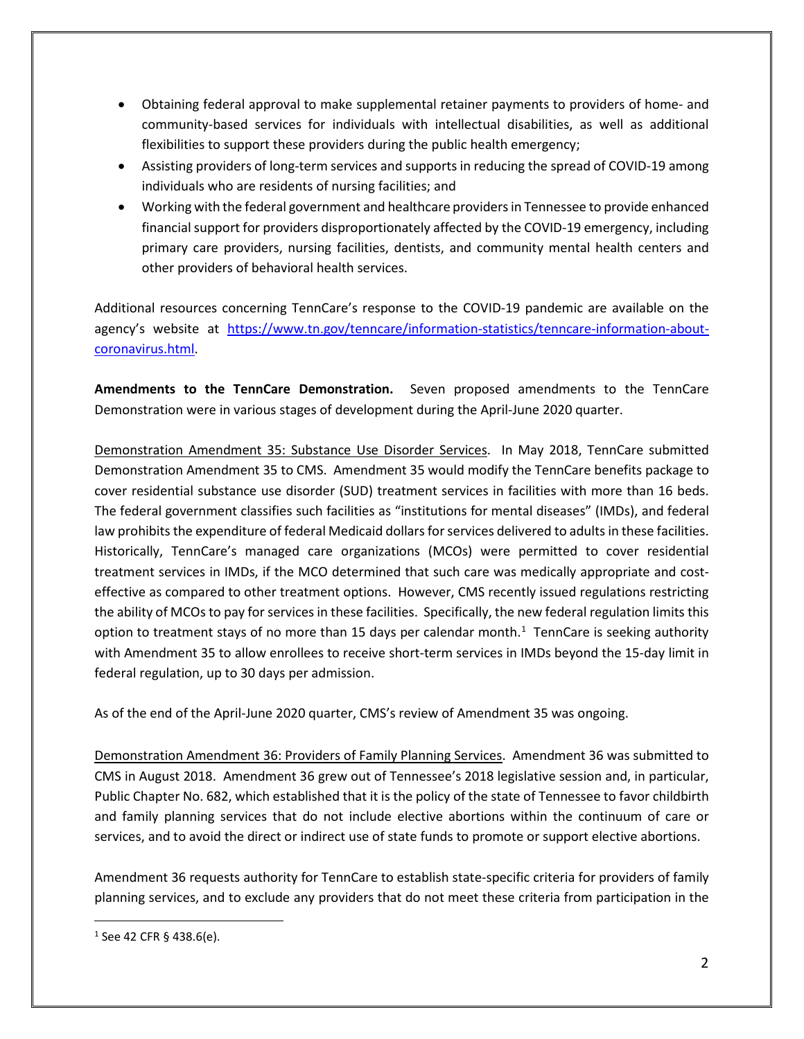- Obtaining federal approval to make supplemental retainer payments to providers of home- and community-based services for individuals with intellectual disabilities, as well as additional flexibilities to support these providers during the public health emergency;
- Assisting providers of long-term services and supports in reducing the spread of COVID-19 among individuals who are residents of nursing facilities; and
- Working with the federal government and healthcare providers in Tennessee to provide enhanced financial support for providers disproportionately affected by the COVID-19 emergency, including primary care providers, nursing facilities, dentists, and community mental health centers and other providers of behavioral health services.

Additional resources concerning TennCare's response to the COVID-19 pandemic are available on the agency's website at [https://www.tn.gov/tenncare/information-statistics/tenncare-information-about-coronavirus.html](https://www.tn.gov/tenncare/information-statistics/tenncare-information-about-coronavirus.html).

**Amendments to the TennCare Demonstration.** Seven proposed amendments to the TennCare Demonstration were in various stages of development during the April-June 2020 quarter.

Demonstration Amendment 35: Substance Use Disorder Services. In May 2018, TennCare submitted Demonstration Amendment 35 to CMS. Amendment 35 would modify the TennCare benefits package to cover residential substance use disorder (SUD) treatment services in facilities with more than 16 beds. The federal government classifies such facilities as "institutions for mental diseases" (IMDs), and federal law prohibits the expenditure of federal Medicaid dollars for services delivered to adults in these facilities. Historically, TennCare's managed care organizations (MCOs) were permitted to cover residential treatment services in IMDs, if the MCO determined that such care was medically appropriate and cost-effective as compared to other treatment options. However, CMS recently issued regulations restricting the ability of MCOs to pay for services in these facilities. Specifically, the new federal regulation limits this option to treatment stays of no more than 15 days per calendar month.[1] TennCare is seeking authority with Amendment 35 to allow enrollees to receive short-term services in IMDs beyond the 15-day limit in federal regulation, up to 30 days per admission.

As of the end of the April-June 2020 quarter, CMS's review of Amendment 35 was ongoing.

Demonstration Amendment 36: Providers of Family Planning Services. Amendment 36 was submitted to CMS in August 2018. Amendment 36 grew out of Tennessee's 2018 legislative session and, in particular, Public Chapter No. 682, which established that it is the policy of the state of Tennessee to favor childbirth and family planning services that do not include elective abortions within the continuum of care or services, and to avoid the direct or indirect use of state funds to promote or support elective abortions.

Amendment 36 requests authority for TennCare to establish state-specific criteria for providers of family planning services, and to exclude any providers that do not meet these criteria from participation in the

[1] See 42 CFR § 438.6(e).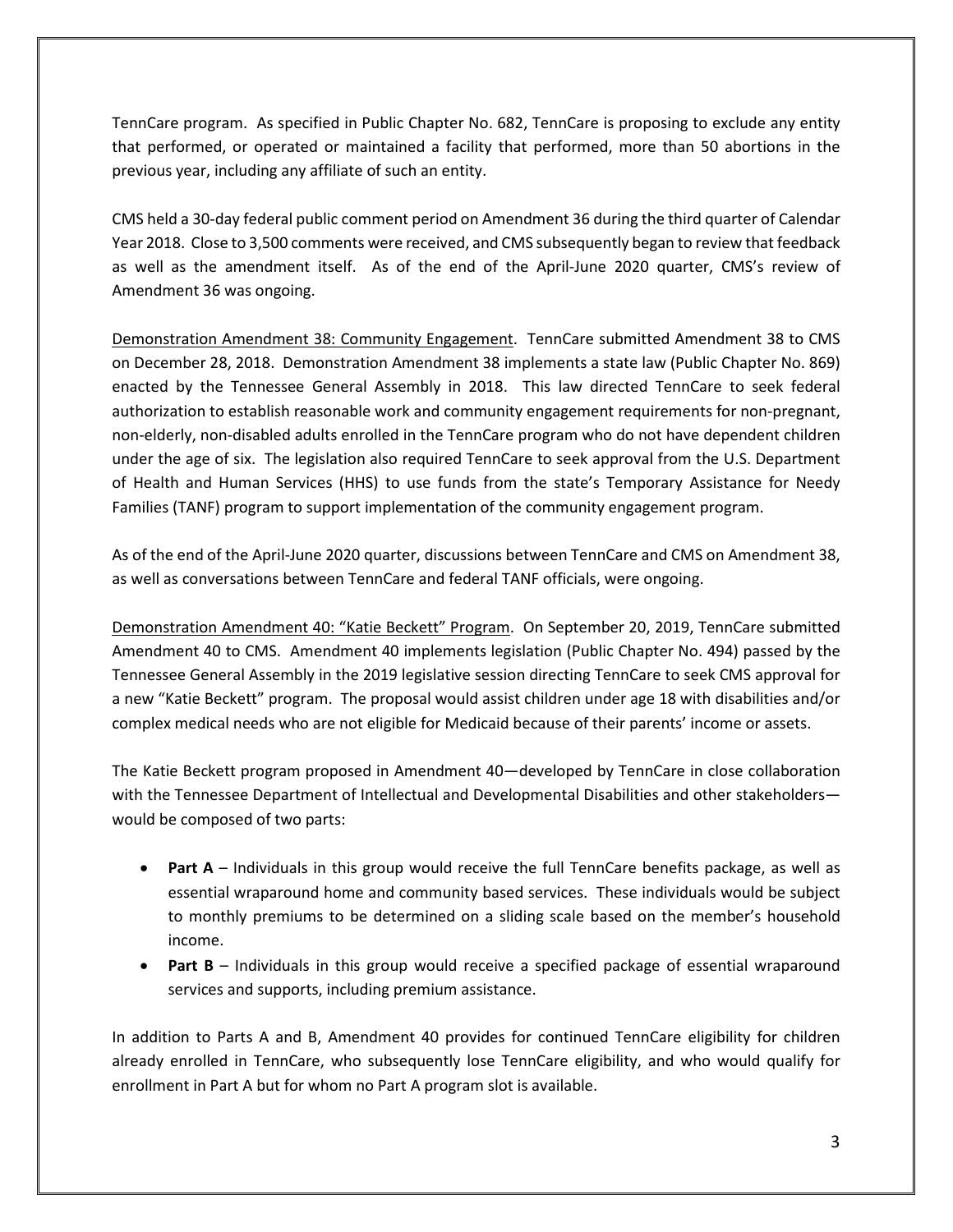TennCare program. As specified in Public Chapter No. 682, TennCare is proposing to exclude any entity that performed, or operated or maintained a facility that performed, more than 50 abortions in the previous year, including any affiliate of such an entity.

CMS held a 30-day federal public comment period on Amendment 36 during the third quarter of Calendar Year 2018. Close to 3,500 comments were received, and CMS subsequently began to review that feedback as well as the amendment itself. As of the end of the April-June 2020 quarter, CMS's review of Amendment 36 was ongoing.

Demonstration Amendment 38: Community Engagement. TennCare submitted Amendment 38 to CMS on December 28, 2018. Demonstration Amendment 38 implements a state law (Public Chapter No. 869) enacted by the Tennessee General Assembly in 2018. This law directed TennCare to seek federal authorization to establish reasonable work and community engagement requirements for non-pregnant, non-elderly, non-disabled adults enrolled in the TennCare program who do not have dependent children under the age of six. The legislation also required TennCare to seek approval from the U.S. Department of Health and Human Services (HHS) to use funds from the state's Temporary Assistance for Needy Families (TANF) program to support implementation of the community engagement program.

As of the end of the April-June 2020 quarter, discussions between TennCare and CMS on Amendment 38, as well as conversations between TennCare and federal TANF officials, were ongoing.

Demonstration Amendment 40: "Katie Beckett" Program. On September 20, 2019, TennCare submitted Amendment 40 to CMS. Amendment 40 implements legislation (Public Chapter No. 494) passed by the Tennessee General Assembly in the 2019 legislative session directing TennCare to seek CMS approval for a new "Katie Beckett" program. The proposal would assist children under age 18 with disabilities and/or complex medical needs who are not eligible for Medicaid because of their parents' income or assets.

The Katie Beckett program proposed in Amendment 40—developed by TennCare in close collaboration with the Tennessee Department of Intellectual and Developmental Disabilities and other stakeholders—would be composed of two parts:

- **Part A** – Individuals in this group would receive the full TennCare benefits package, as well as essential wraparound home and community based services. These individuals would be subject to monthly premiums to be determined on a sliding scale based on the member's household income.
- **Part B** – Individuals in this group would receive a specified package of essential wraparound services and supports, including premium assistance.

In addition to Parts A and B, Amendment 40 provides for continued TennCare eligibility for children already enrolled in TennCare, who subsequently lose TennCare eligibility, and who would qualify for enrollment in Part A but for whom no Part A program slot is available.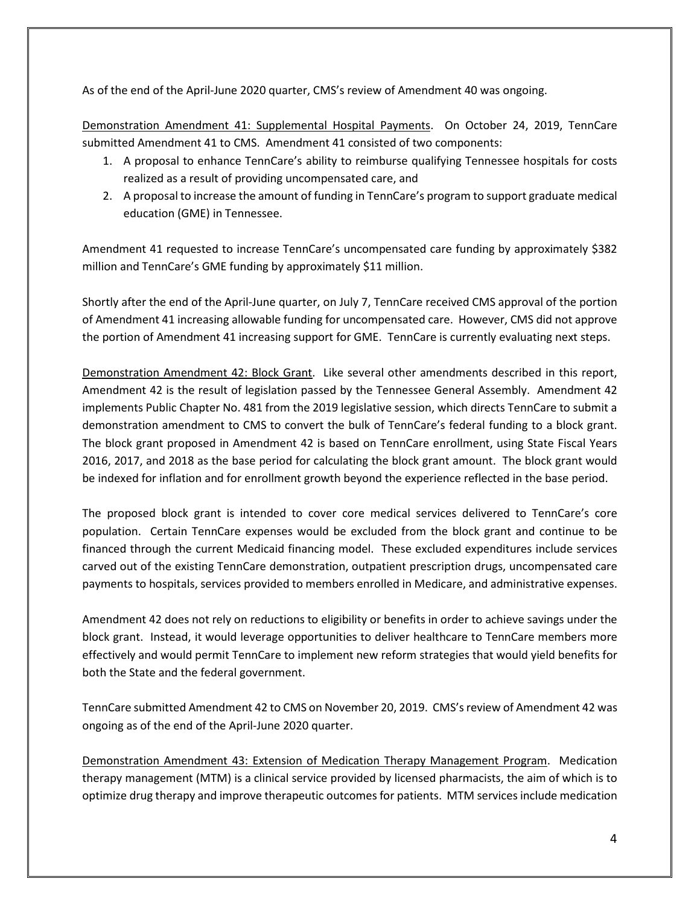As of the end of the April-June 2020 quarter, CMS's review of Amendment 40 was ongoing.

Demonstration Amendment 41: Supplemental Hospital Payments. On October 24, 2019, TennCare submitted Amendment 41 to CMS. Amendment 41 consisted of two components:

1. A proposal to enhance TennCare's ability to reimburse qualifying Tennessee hospitals for costs realized as a result of providing uncompensated care, and
2. A proposal to increase the amount of funding in TennCare's program to support graduate medical education (GME) in Tennessee.

Amendment 41 requested to increase TennCare's uncompensated care funding by approximately $382 million and TennCare's GME funding by approximately $11 million.

Shortly after the end of the April-June quarter, on July 7, TennCare received CMS approval of the portion of Amendment 41 increasing allowable funding for uncompensated care. However, CMS did not approve the portion of Amendment 41 increasing support for GME. TennCare is currently evaluating next steps.

Demonstration Amendment 42: Block Grant. Like several other amendments described in this report, Amendment 42 is the result of legislation passed by the Tennessee General Assembly. Amendment 42 implements Public Chapter No. 481 from the 2019 legislative session, which directs TennCare to submit a demonstration amendment to CMS to convert the bulk of TennCare's federal funding to a block grant. The block grant proposed in Amendment 42 is based on TennCare enrollment, using State Fiscal Years 2016, 2017, and 2018 as the base period for calculating the block grant amount. The block grant would be indexed for inflation and for enrollment growth beyond the experience reflected in the base period.

The proposed block grant is intended to cover core medical services delivered to TennCare's core population. Certain TennCare expenses would be excluded from the block grant and continue to be financed through the current Medicaid financing model. These excluded expenditures include services carved out of the existing TennCare demonstration, outpatient prescription drugs, uncompensated care payments to hospitals, services provided to members enrolled in Medicare, and administrative expenses.

Amendment 42 does not rely on reductions to eligibility or benefits in order to achieve savings under the block grant. Instead, it would leverage opportunities to deliver healthcare to TennCare members more effectively and would permit TennCare to implement new reform strategies that would yield benefits for both the State and the federal government.

TennCare submitted Amendment 42 to CMS on November 20, 2019. CMS's review of Amendment 42 was ongoing as of the end of the April-June 2020 quarter.

Demonstration Amendment 43: Extension of Medication Therapy Management Program. Medication therapy management (MTM) is a clinical service provided by licensed pharmacists, the aim of which is to optimize drug therapy and improve therapeutic outcomes for patients. MTM services include medication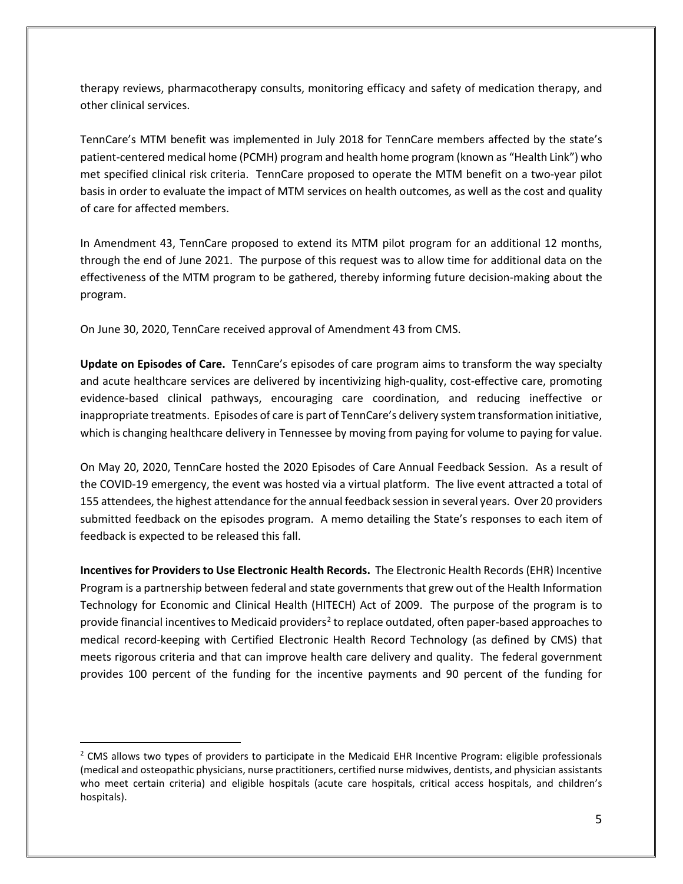therapy reviews, pharmacotherapy consults, monitoring efficacy and safety of medication therapy, and other clinical services.

TennCare's MTM benefit was implemented in July 2018 for TennCare members affected by the state's patient-centered medical home (PCMH) program and health home program (known as "Health Link") who met specified clinical risk criteria. TennCare proposed to operate the MTM benefit on a two-year pilot basis in order to evaluate the impact of MTM services on health outcomes, as well as the cost and quality of care for affected members.

In Amendment 43, TennCare proposed to extend its MTM pilot program for an additional 12 months, through the end of June 2021. The purpose of this request was to allow time for additional data on the effectiveness of the MTM program to be gathered, thereby informing future decision-making about the program.

On June 30, 2020, TennCare received approval of Amendment 43 from CMS.

**Update on Episodes of Care.** TennCare's episodes of care program aims to transform the way specialty and acute healthcare services are delivered by incentivizing high-quality, cost-effective care, promoting evidence-based clinical pathways, encouraging care coordination, and reducing ineffective or inappropriate treatments. Episodes of care is part of TennCare's delivery system transformation initiative, which is changing healthcare delivery in Tennessee by moving from paying for volume to paying for value.

On May 20, 2020, TennCare hosted the 2020 Episodes of Care Annual Feedback Session. As a result of the COVID-19 emergency, the event was hosted via a virtual platform. The live event attracted a total of 155 attendees, the highest attendance for the annual feedback session in several years. Over 20 providers submitted feedback on the episodes program. A memo detailing the State's responses to each item of feedback is expected to be released this fall.

**Incentives for Providers to Use Electronic Health Records.** The Electronic Health Records (EHR) Incentive Program is a partnership between federal and state governments that grew out of the Health Information Technology for Economic and Clinical Health (HITECH) Act of 2009. The purpose of the program is to provide financial incentives to Medicaid providers[2] to replace outdated, often paper-based approaches to medical record-keeping with Certified Electronic Health Record Technology (as defined by CMS) that meets rigorous criteria and that can improve health care delivery and quality. The federal government provides 100 percent of the funding for the incentive payments and 90 percent of the funding for

[2] CMS allows two types of providers to participate in the Medicaid EHR Incentive Program: eligible professionals (medical and osteopathic physicians, nurse practitioners, certified nurse midwives, dentists, and physician assistants who meet certain criteria) and eligible hospitals (acute care hospitals, critical access hospitals, and children's hospitals).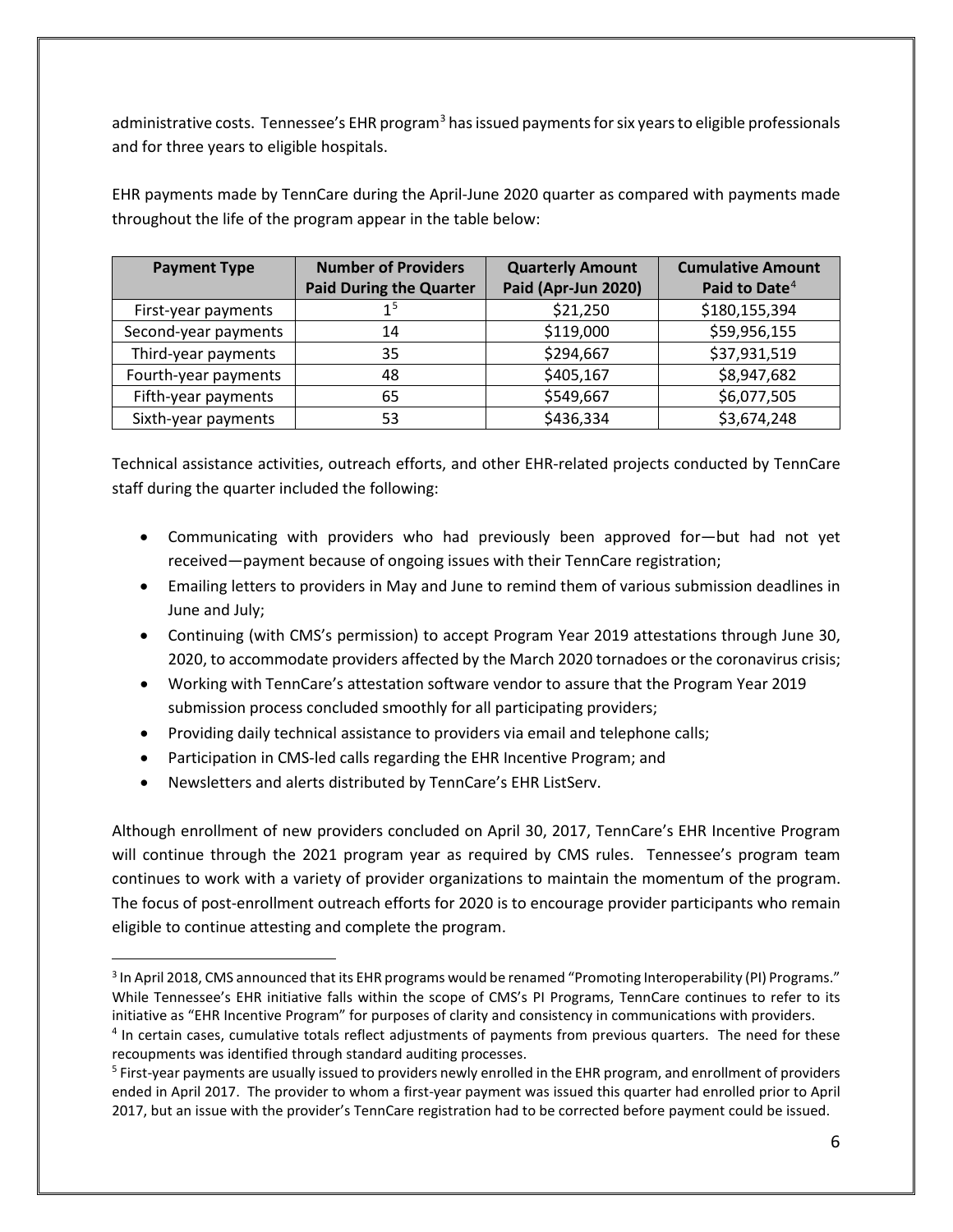administrative costs. Tennessee's EHR program[3] has issued payments for six years to eligible professionals and for three years to eligible hospitals.

EHR payments made by TennCare during the April-June 2020 quarter as compared with payments made throughout the life of the program appear in the table below:

| Payment Type | Number of Providers Paid During the Quarter | Quarterly Amount Paid (Apr-Jun 2020) | Cumulative Amount Paid to Date[4] |
|---|---|---|---|
| First-year payments | 1[5] | $21,250 | $180,155,394 |
| Second-year payments | 14 | $119,000 | $59,956,155 |
| Third-year payments | 35 | $294,667 | $37,931,519 |
| Fourth-year payments | 48 | $405,167 | $8,947,682 |
| Fifth-year payments | 65 | $549,667 | $6,077,505 |
| Sixth-year payments | 53 | $436,334 | $3,674,248 |

Technical assistance activities, outreach efforts, and other EHR-related projects conducted by TennCare staff during the quarter included the following:

- Communicating with providers who had previously been approved for—but had not yet received—payment because of ongoing issues with their TennCare registration;
- Emailing letters to providers in May and June to remind them of various submission deadlines in June and July;
- Continuing (with CMS's permission) to accept Program Year 2019 attestations through June 30, 2020, to accommodate providers affected by the March 2020 tornadoes or the coronavirus crisis;
- Working with TennCare's attestation software vendor to assure that the Program Year 2019 submission process concluded smoothly for all participating providers;
- Providing daily technical assistance to providers via email and telephone calls;
- Participation in CMS-led calls regarding the EHR Incentive Program; and
- Newsletters and alerts distributed by TennCare's EHR ListServ.

Although enrollment of new providers concluded on April 30, 2017, TennCare's EHR Incentive Program will continue through the 2021 program year as required by CMS rules. Tennessee's program team continues to work with a variety of provider organizations to maintain the momentum of the program. The focus of post-enrollment outreach efforts for 2020 is to encourage provider participants who remain eligible to continue attesting and complete the program.

---

[3] In April 2018, CMS announced that its EHR programs would be renamed "Promoting Interoperability (PI) Programs." While Tennessee's EHR initiative falls within the scope of CMS's PI Programs, TennCare continues to refer to its initiative as "EHR Incentive Program" for purposes of clarity and consistency in communications with providers.

[4] In certain cases, cumulative totals reflect adjustments of payments from previous quarters. The need for these recoupments was identified through standard auditing processes.

[5] First-year payments are usually issued to providers newly enrolled in the EHR program, and enrollment of providers ended in April 2017. The provider to whom a first-year payment was issued this quarter had enrolled prior to April 2017, but an issue with the provider's TennCare registration had to be corrected before payment could be issued.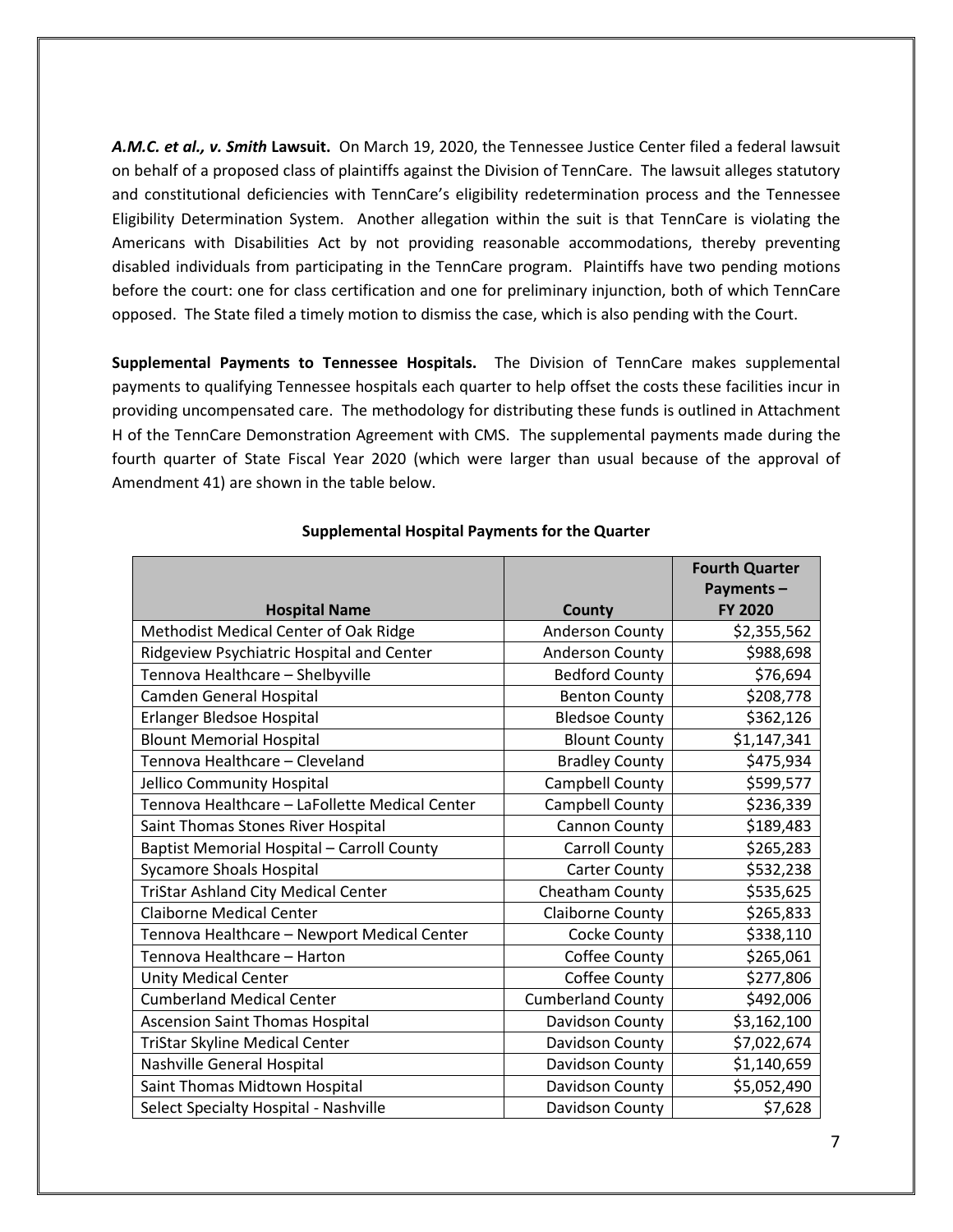***A.M.C. et al., v. Smith* Lawsuit.** On March 19, 2020, the Tennessee Justice Center filed a federal lawsuit on behalf of a proposed class of plaintiffs against the Division of TennCare. The lawsuit alleges statutory and constitutional deficiencies with TennCare's eligibility redetermination process and the Tennessee Eligibility Determination System. Another allegation within the suit is that TennCare is violating the Americans with Disabilities Act by not providing reasonable accommodations, thereby preventing disabled individuals from participating in the TennCare program. Plaintiffs have two pending motions before the court: one for class certification and one for preliminary injunction, both of which TennCare opposed. The State filed a timely motion to dismiss the case, which is also pending with the Court.

**Supplemental Payments to Tennessee Hospitals.** The Division of TennCare makes supplemental payments to qualifying Tennessee hospitals each quarter to help offset the costs these facilities incur in providing uncompensated care. The methodology for distributing these funds is outlined in Attachment H of the TennCare Demonstration Agreement with CMS. The supplemental payments made during the fourth quarter of State Fiscal Year 2020 (which were larger than usual because of the approval of Amendment 41) are shown in the table below.

**Supplemental Hospital Payments for the Quarter**

| Hospital Name | County | Fourth Quarter Payments – FY 2020 |
|---|---|---|
| Methodist Medical Center of Oak Ridge | Anderson County | $2,355,562 |
| Ridgeview Psychiatric Hospital and Center | Anderson County | $988,698 |
| Tennova Healthcare – Shelbyville | Bedford County | $76,694 |
| Camden General Hospital | Benton County | $208,778 |
| Erlanger Bledsoe Hospital | Bledsoe County | $362,126 |
| Blount Memorial Hospital | Blount County | $1,147,341 |
| Tennova Healthcare – Cleveland | Bradley County | $475,934 |
| Jellico Community Hospital | Campbell County | $599,577 |
| Tennova Healthcare – LaFollette Medical Center | Campbell County | $236,339 |
| Saint Thomas Stones River Hospital | Cannon County | $189,483 |
| Baptist Memorial Hospital – Carroll County | Carroll County | $265,283 |
| Sycamore Shoals Hospital | Carter County | $532,238 |
| TriStar Ashland City Medical Center | Cheatham County | $535,625 |
| Claiborne Medical Center | Claiborne County | $265,833 |
| Tennova Healthcare – Newport Medical Center | Cocke County | $338,110 |
| Tennova Healthcare – Harton | Coffee County | $265,061 |
| Unity Medical Center | Coffee County | $277,806 |
| Cumberland Medical Center | Cumberland County | $492,006 |
| Ascension Saint Thomas Hospital | Davidson County | $3,162,100 |
| TriStar Skyline Medical Center | Davidson County | $7,022,674 |
| Nashville General Hospital | Davidson County | $1,140,659 |
| Saint Thomas Midtown Hospital | Davidson County | $5,052,490 |
| Select Specialty Hospital - Nashville | Davidson County | $7,628 |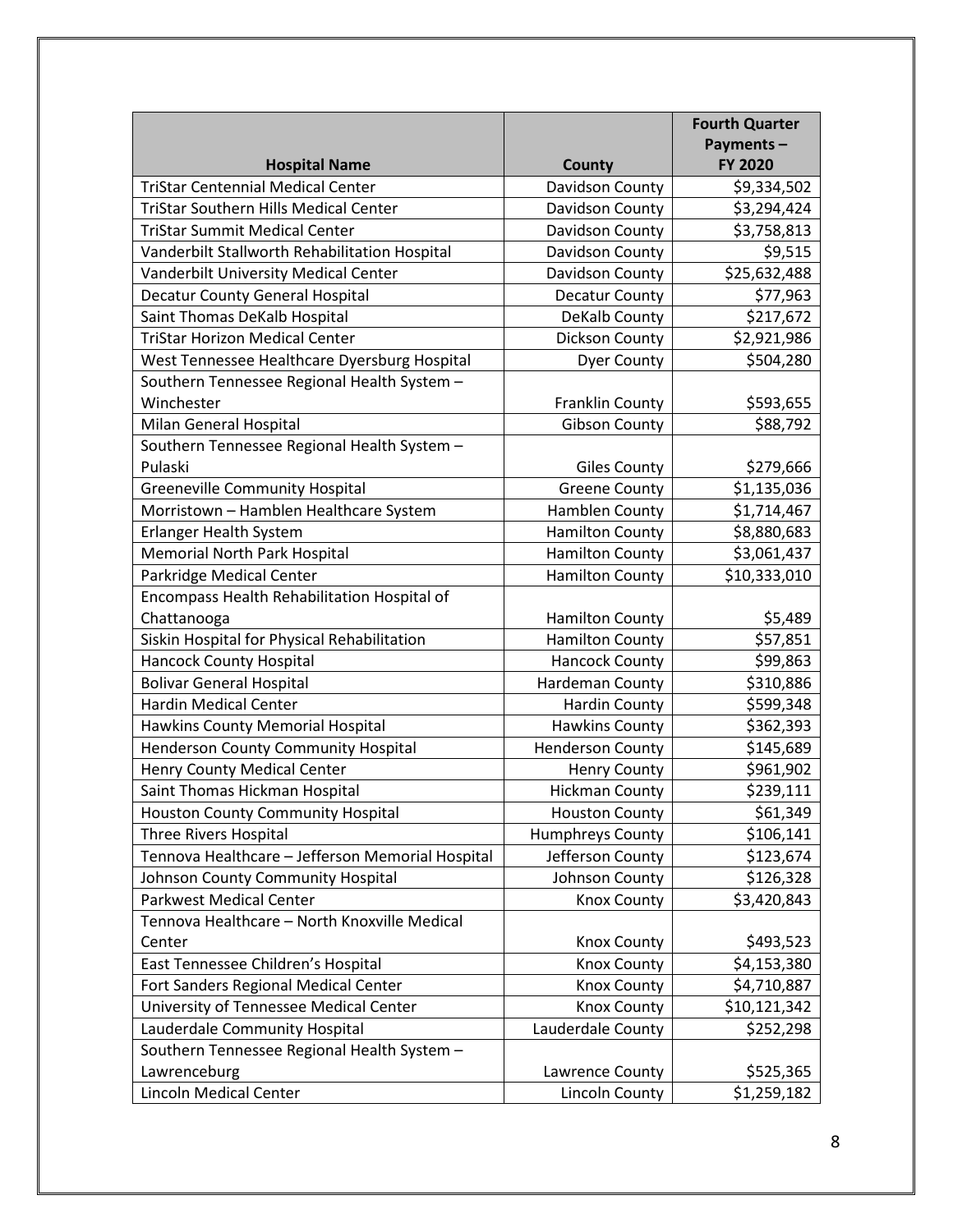| Hospital Name | County | Fourth Quarter Payments – FY 2020 |
|---|---|---|
| TriStar Centennial Medical Center | Davidson County | $9,334,502 |
| TriStar Southern Hills Medical Center | Davidson County | $3,294,424 |
| TriStar Summit Medical Center | Davidson County | $3,758,813 |
| Vanderbilt Stallworth Rehabilitation Hospital | Davidson County | $9,515 |
| Vanderbilt University Medical Center | Davidson County | $25,632,488 |
| Decatur County General Hospital | Decatur County | $77,963 |
| Saint Thomas DeKalb Hospital | DeKalb County | $217,672 |
| TriStar Horizon Medical Center | Dickson County | $2,921,986 |
| West Tennessee Healthcare Dyersburg Hospital | Dyer County | $504,280 |
| Southern Tennessee Regional Health System – Winchester | Franklin County | $593,655 |
| Milan General Hospital | Gibson County | $88,792 |
| Southern Tennessee Regional Health System – Pulaski | Giles County | $279,666 |
| Greeneville Community Hospital | Greene County | $1,135,036 |
| Morristown – Hamblen Healthcare System | Hamblen County | $1,714,467 |
| Erlanger Health System | Hamilton County | $8,880,683 |
| Memorial North Park Hospital | Hamilton County | $3,061,437 |
| Parkridge Medical Center | Hamilton County | $10,333,010 |
| Encompass Health Rehabilitation Hospital of Chattanooga | Hamilton County | $5,489 |
| Siskin Hospital for Physical Rehabilitation | Hamilton County | $57,851 |
| Hancock County Hospital | Hancock County | $99,863 |
| Bolivar General Hospital | Hardeman County | $310,886 |
| Hardin Medical Center | Hardin County | $599,348 |
| Hawkins County Memorial Hospital | Hawkins County | $362,393 |
| Henderson County Community Hospital | Henderson County | $145,689 |
| Henry County Medical Center | Henry County | $961,902 |
| Saint Thomas Hickman Hospital | Hickman County | $239,111 |
| Houston County Community Hospital | Houston County | $61,349 |
| Three Rivers Hospital | Humphreys County | $106,141 |
| Tennova Healthcare – Jefferson Memorial Hospital | Jefferson County | $123,674 |
| Johnson County Community Hospital | Johnson County | $126,328 |
| Parkwest Medical Center | Knox County | $3,420,843 |
| Tennova Healthcare – North Knoxville Medical Center | Knox County | $493,523 |
| East Tennessee Children's Hospital | Knox County | $4,153,380 |
| Fort Sanders Regional Medical Center | Knox County | $4,710,887 |
| University of Tennessee Medical Center | Knox County | $10,121,342 |
| Lauderdale Community Hospital | Lauderdale County | $252,298 |
| Southern Tennessee Regional Health System – Lawrenceburg | Lawrence County | $525,365 |
| Lincoln Medical Center | Lincoln County | $1,259,182 |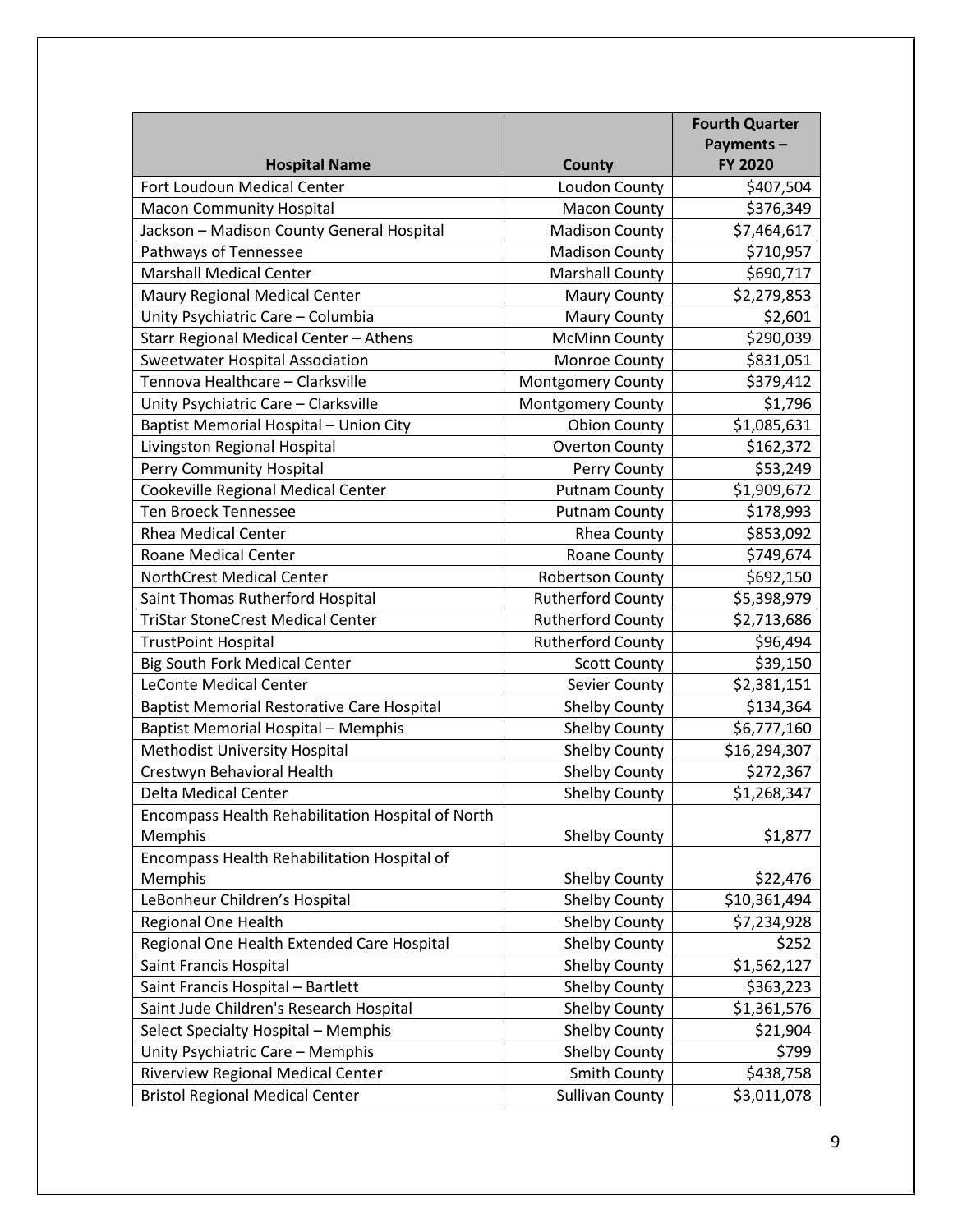| Hospital Name | County | Fourth Quarter Payments – FY 2020 |
|---|---|---|
| Fort Loudoun Medical Center | Loudon County | $407,504 |
| Macon Community Hospital | Macon County | $376,349 |
| Jackson – Madison County General Hospital | Madison County | $7,464,617 |
| Pathways of Tennessee | Madison County | $710,957 |
| Marshall Medical Center | Marshall County | $690,717 |
| Maury Regional Medical Center | Maury County | $2,279,853 |
| Unity Psychiatric Care – Columbia | Maury County | $2,601 |
| Starr Regional Medical Center – Athens | McMinn County | $290,039 |
| Sweetwater Hospital Association | Monroe County | $831,051 |
| Tennova Healthcare – Clarksville | Montgomery County | $379,412 |
| Unity Psychiatric Care – Clarksville | Montgomery County | $1,796 |
| Baptist Memorial Hospital – Union City | Obion County | $1,085,631 |
| Livingston Regional Hospital | Overton County | $162,372 |
| Perry Community Hospital | Perry County | $53,249 |
| Cookeville Regional Medical Center | Putnam County | $1,909,672 |
| Ten Broeck Tennessee | Putnam County | $178,993 |
| Rhea Medical Center | Rhea County | $853,092 |
| Roane Medical Center | Roane County | $749,674 |
| NorthCrest Medical Center | Robertson County | $692,150 |
| Saint Thomas Rutherford Hospital | Rutherford County | $5,398,979 |
| TriStar StoneCrest Medical Center | Rutherford County | $2,713,686 |
| TrustPoint Hospital | Rutherford County | $96,494 |
| Big South Fork Medical Center | Scott County | $39,150 |
| LeConte Medical Center | Sevier County | $2,381,151 |
| Baptist Memorial Restorative Care Hospital | Shelby County | $134,364 |
| Baptist Memorial Hospital – Memphis | Shelby County | $6,777,160 |
| Methodist University Hospital | Shelby County | $16,294,307 |
| Crestwyn Behavioral Health | Shelby County | $272,367 |
| Delta Medical Center | Shelby County | $1,268,347 |
| Encompass Health Rehabilitation Hospital of North Memphis | Shelby County | $1,877 |
| Encompass Health Rehabilitation Hospital of Memphis | Shelby County | $22,476 |
| LeBonheur Children's Hospital | Shelby County | $10,361,494 |
| Regional One Health | Shelby County | $7,234,928 |
| Regional One Health Extended Care Hospital | Shelby County | $252 |
| Saint Francis Hospital | Shelby County | $1,562,127 |
| Saint Francis Hospital – Bartlett | Shelby County | $363,223 |
| Saint Jude Children's Research Hospital | Shelby County | $1,361,576 |
| Select Specialty Hospital – Memphis | Shelby County | $21,904 |
| Unity Psychiatric Care – Memphis | Shelby County | $799 |
| Riverview Regional Medical Center | Smith County | $438,758 |
| Bristol Regional Medical Center | Sullivan County | $3,011,078 |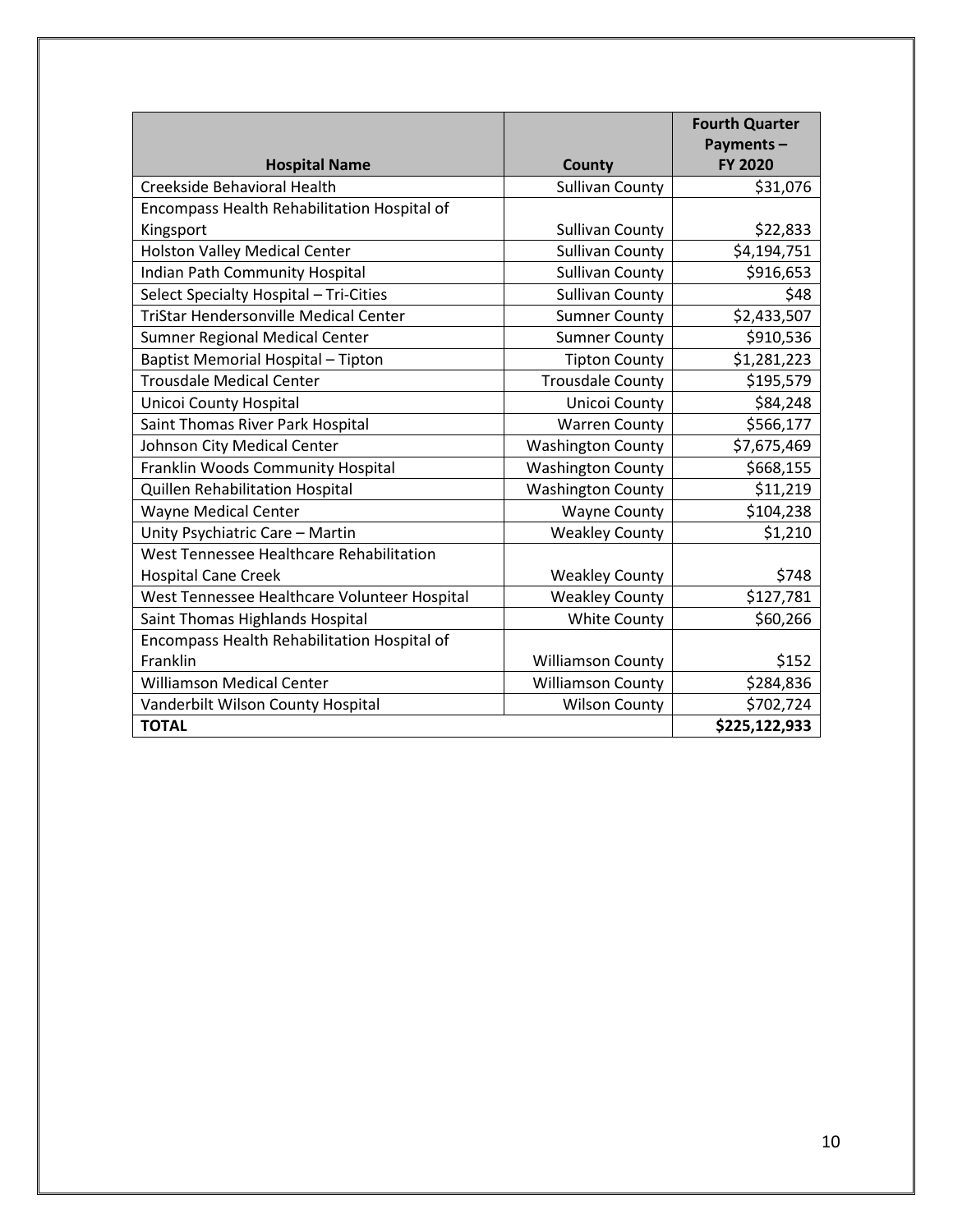| Hospital Name | County | Fourth Quarter Payments – FY 2020 |
|---|---|---|
| Creekside Behavioral Health | Sullivan County | $31,076 |
| Encompass Health Rehabilitation Hospital of Kingsport | Sullivan County | $22,833 |
| Holston Valley Medical Center | Sullivan County | $4,194,751 |
| Indian Path Community Hospital | Sullivan County | $916,653 |
| Select Specialty Hospital – Tri-Cities | Sullivan County | $48 |
| TriStar Hendersonville Medical Center | Sumner County | $2,433,507 |
| Sumner Regional Medical Center | Sumner County | $910,536 |
| Baptist Memorial Hospital – Tipton | Tipton County | $1,281,223 |
| Trousdale Medical Center | Trousdale County | $195,579 |
| Unicoi County Hospital | Unicoi County | $84,248 |
| Saint Thomas River Park Hospital | Warren County | $566,177 |
| Johnson City Medical Center | Washington County | $7,675,469 |
| Franklin Woods Community Hospital | Washington County | $668,155 |
| Quillen Rehabilitation Hospital | Washington County | $11,219 |
| Wayne Medical Center | Wayne County | $104,238 |
| Unity Psychiatric Care – Martin | Weakley County | $1,210 |
| West Tennessee Healthcare Rehabilitation Hospital Cane Creek | Weakley County | $748 |
| West Tennessee Healthcare Volunteer Hospital | Weakley County | $127,781 |
| Saint Thomas Highlands Hospital | White County | $60,266 |
| Encompass Health Rehabilitation Hospital of Franklin | Williamson County | $152 |
| Williamson Medical Center | Williamson County | $284,836 |
| Vanderbilt Wilson County Hospital | Wilson County | $702,724 |
| **TOTAL** | | **$225,122,933** |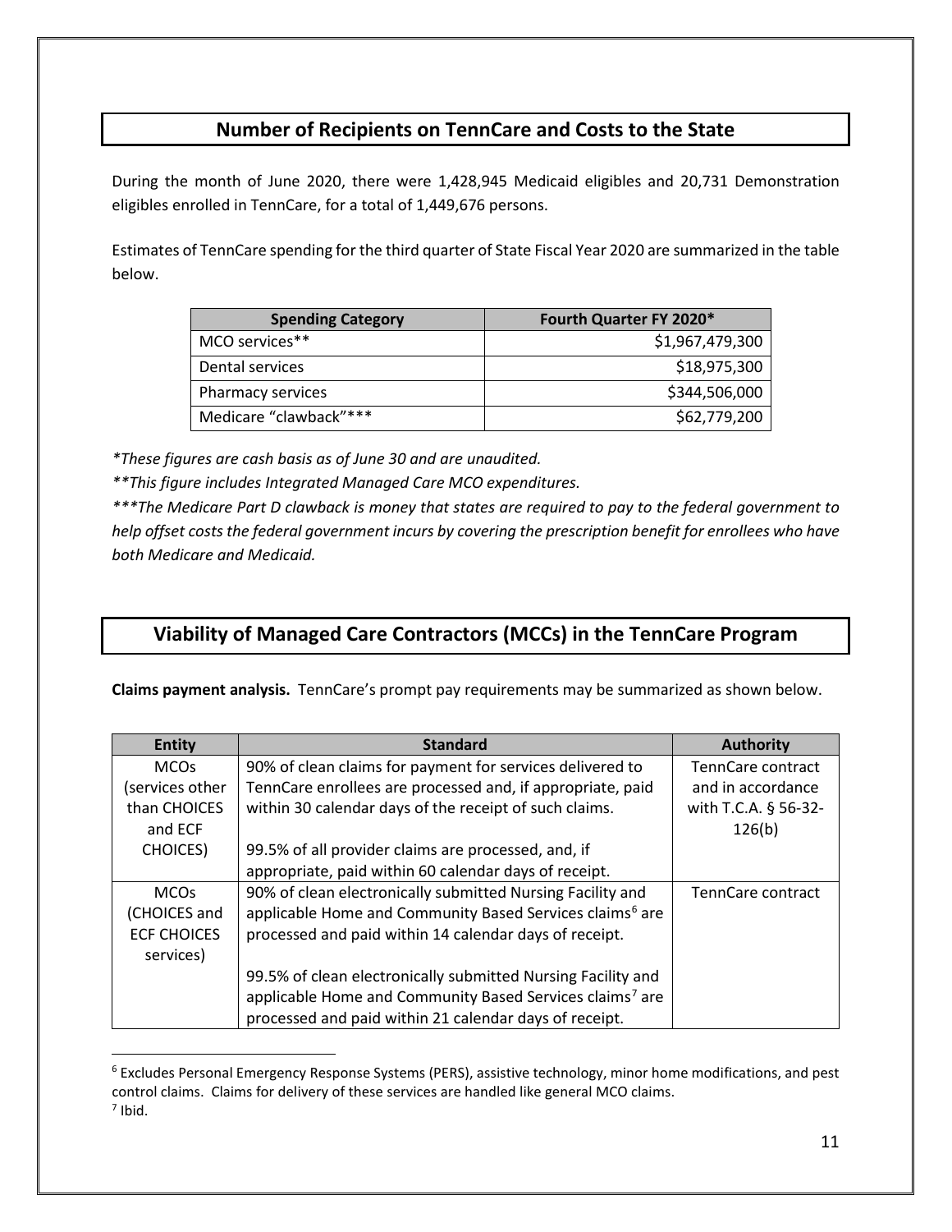## Number of Recipients on TennCare and Costs to the State

During the month of June 2020, there were 1,428,945 Medicaid eligibles and 20,731 Demonstration eligibles enrolled in TennCare, for a total of 1,449,676 persons.

Estimates of TennCare spending for the third quarter of State Fiscal Year 2020 are summarized in the table below.

| Spending Category | Fourth Quarter FY 2020* |
|---|---:|
| MCO services** | $1,967,479,300 |
| Dental services | $18,975,300 |
| Pharmacy services | $344,506,000 |
| Medicare "clawback"*** | $62,779,200 |

*\*These figures are cash basis as of June 30 and are unaudited.*

*\*\*This figure includes Integrated Managed Care MCO expenditures.*

*\*\*\*The Medicare Part D clawback is money that states are required to pay to the federal government to help offset costs the federal government incurs by covering the prescription benefit for enrollees who have both Medicare and Medicaid.*

## Viability of Managed Care Contractors (MCCs) in the TennCare Program

**Claims payment analysis.** TennCare's prompt pay requirements may be summarized as shown below.

| Entity | Standard | Authority |
|---|---|---|
| MCOs (services other than CHOICES and ECF CHOICES) | 90% of clean claims for payment for services delivered to TennCare enrollees are processed and, if appropriate, paid within 30 calendar days of the receipt of such claims.<br><br>99.5% of all provider claims are processed, and, if appropriate, paid within 60 calendar days of receipt. | TennCare contract and in accordance with T.C.A. § 56-32-126(b) |
| MCOs (CHOICES and ECF CHOICES services) | 90% of clean electronically submitted Nursing Facility and applicable Home and Community Based Services claims[6] are processed and paid within 14 calendar days of receipt.<br><br>99.5% of clean electronically submitted Nursing Facility and applicable Home and Community Based Services claims[7] are processed and paid within 21 calendar days of receipt. | TennCare contract |

[6] Excludes Personal Emergency Response Systems (PERS), assistive technology, minor home modifications, and pest control claims. Claims for delivery of these services are handled like general MCO claims.

[7] Ibid.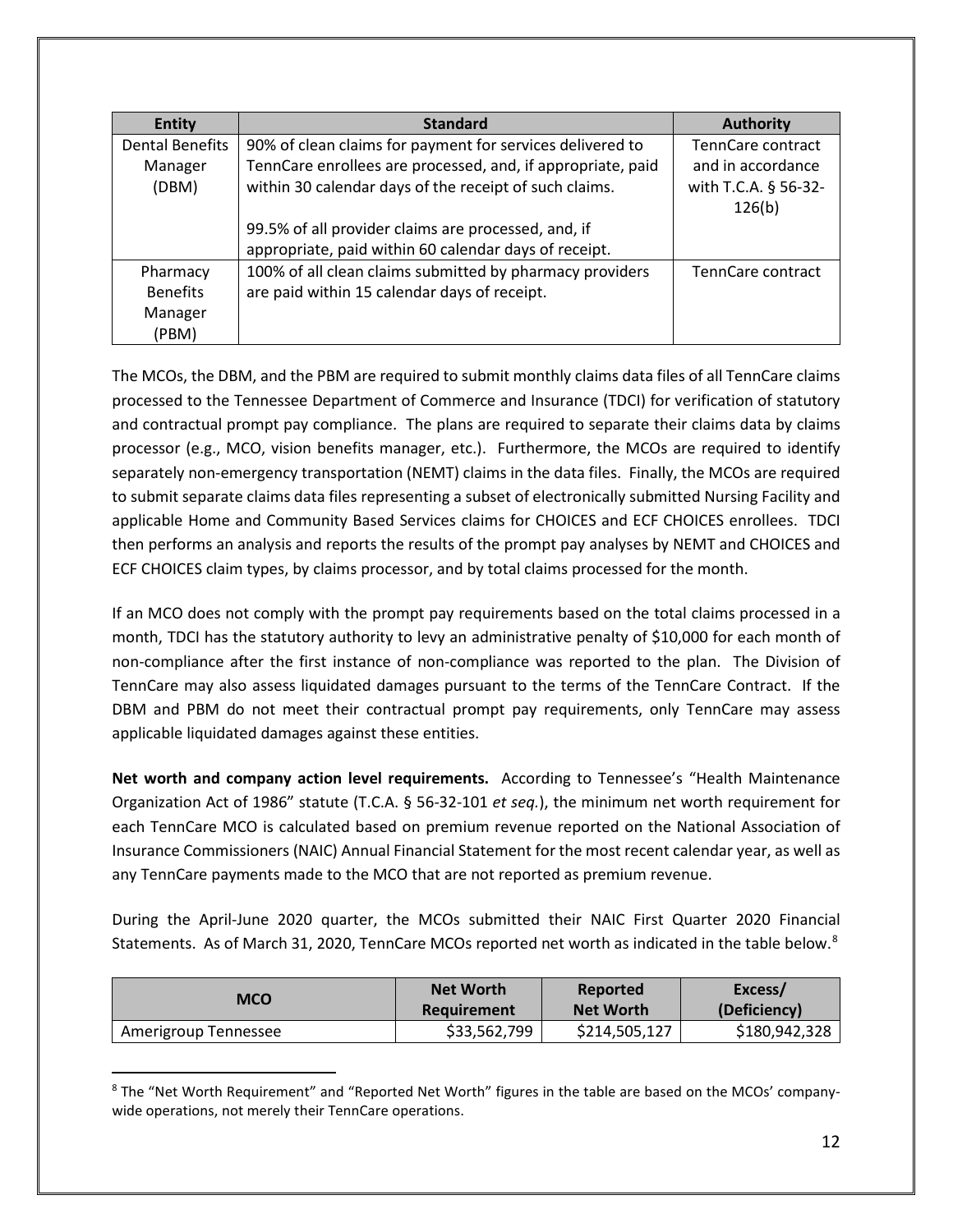| Entity | Standard | Authority |
|---|---|---|
| Dental Benefits Manager (DBM) | 90% of clean claims for payment for services delivered to TennCare enrollees are processed, and, if appropriate, paid within 30 calendar days of the receipt of such claims.<br><br>99.5% of all provider claims are processed, and, if appropriate, paid within 60 calendar days of receipt. | TennCare contract and in accordance with T.C.A. § 56-32-126(b) |
| Pharmacy Benefits Manager (PBM) | 100% of all clean claims submitted by pharmacy providers are paid within 15 calendar days of receipt. | TennCare contract |

The MCOs, the DBM, and the PBM are required to submit monthly claims data files of all TennCare claims processed to the Tennessee Department of Commerce and Insurance (TDCI) for verification of statutory and contractual prompt pay compliance. The plans are required to separate their claims data by claims processor (e.g., MCO, vision benefits manager, etc.). Furthermore, the MCOs are required to identify separately non-emergency transportation (NEMT) claims in the data files. Finally, the MCOs are required to submit separate claims data files representing a subset of electronically submitted Nursing Facility and applicable Home and Community Based Services claims for CHOICES and ECF CHOICES enrollees. TDCI then performs an analysis and reports the results of the prompt pay analyses by NEMT and CHOICES and ECF CHOICES claim types, by claims processor, and by total claims processed for the month.

If an MCO does not comply with the prompt pay requirements based on the total claims processed in a month, TDCI has the statutory authority to levy an administrative penalty of $10,000 for each month of non-compliance after the first instance of non-compliance was reported to the plan. The Division of TennCare may also assess liquidated damages pursuant to the terms of the TennCare Contract. If the DBM and PBM do not meet their contractual prompt pay requirements, only TennCare may assess applicable liquidated damages against these entities.

**Net worth and company action level requirements.** According to Tennessee's "Health Maintenance Organization Act of 1986" statute (T.C.A. § 56-32-101 *et seq.*), the minimum net worth requirement for each TennCare MCO is calculated based on premium revenue reported on the National Association of Insurance Commissioners (NAIC) Annual Financial Statement for the most recent calendar year, as well as any TennCare payments made to the MCO that are not reported as premium revenue.

During the April-June 2020 quarter, the MCOs submitted their NAIC First Quarter 2020 Financial Statements. As of March 31, 2020, TennCare MCOs reported net worth as indicated in the table below.[8]

| MCO | Net Worth Requirement | Reported Net Worth | Excess/ (Deficiency) |
|---|---|---|---|
| Amerigroup Tennessee | $33,562,799 | $214,505,127 | $180,942,328 |

[8] The "Net Worth Requirement" and "Reported Net Worth" figures in the table are based on the MCOs' company-wide operations, not merely their TennCare operations.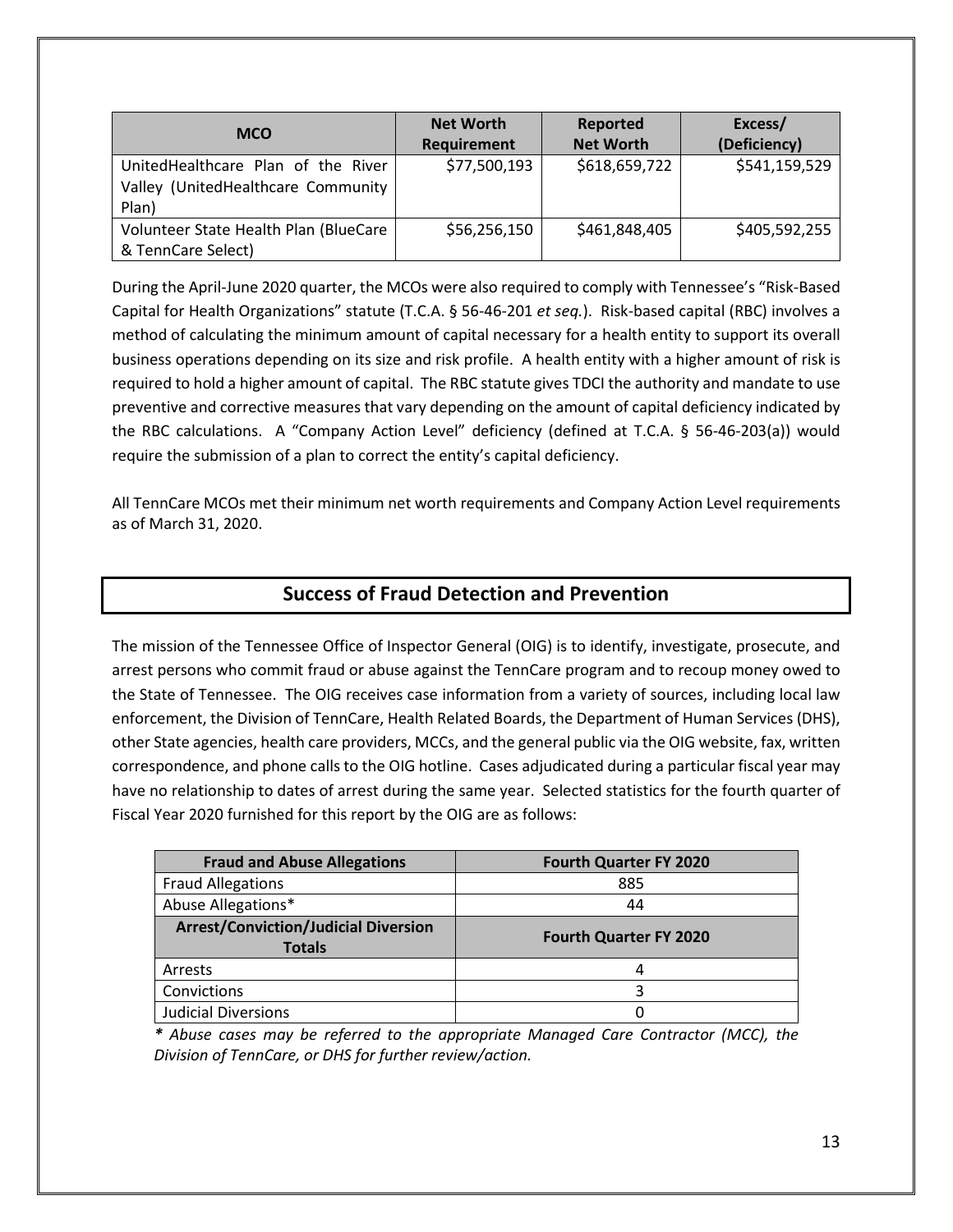| MCO | Net Worth Requirement | Reported Net Worth | Excess/ (Deficiency) |
|---|---|---|---|
| UnitedHealthcare Plan of the River Valley (UnitedHealthcare Community Plan) | $77,500,193 | $618,659,722 | $541,159,529 |
| Volunteer State Health Plan (BlueCare & TennCare Select) | $56,256,150 | $461,848,405 | $405,592,255 |

During the April-June 2020 quarter, the MCOs were also required to comply with Tennessee's "Risk-Based Capital for Health Organizations" statute (T.C.A. § 56-46-201 *et seq.*). Risk-based capital (RBC) involves a method of calculating the minimum amount of capital necessary for a health entity to support its overall business operations depending on its size and risk profile. A health entity with a higher amount of risk is required to hold a higher amount of capital. The RBC statute gives TDCI the authority and mandate to use preventive and corrective measures that vary depending on the amount of capital deficiency indicated by the RBC calculations. A "Company Action Level" deficiency (defined at T.C.A. § 56-46-203(a)) would require the submission of a plan to correct the entity's capital deficiency.

All TennCare MCOs met their minimum net worth requirements and Company Action Level requirements as of March 31, 2020.

## Success of Fraud Detection and Prevention

The mission of the Tennessee Office of Inspector General (OIG) is to identify, investigate, prosecute, and arrest persons who commit fraud or abuse against the TennCare program and to recoup money owed to the State of Tennessee. The OIG receives case information from a variety of sources, including local law enforcement, the Division of TennCare, Health Related Boards, the Department of Human Services (DHS), other State agencies, health care providers, MCCs, and the general public via the OIG website, fax, written correspondence, and phone calls to the OIG hotline. Cases adjudicated during a particular fiscal year may have no relationship to dates of arrest during the same year. Selected statistics for the fourth quarter of Fiscal Year 2020 furnished for this report by the OIG are as follows:

| Fraud and Abuse Allegations | Fourth Quarter FY 2020 |
|---|---|
| Fraud Allegations | 885 |
| Abuse Allegations* | 44 |
| **Arrest/Conviction/Judicial Diversion Totals** | **Fourth Quarter FY 2020** |
| Arrests | 4 |
| Convictions | 3 |
| Judicial Diversions | 0 |

*\* Abuse cases may be referred to the appropriate Managed Care Contractor (MCC), the Division of TennCare, or DHS for further review/action.*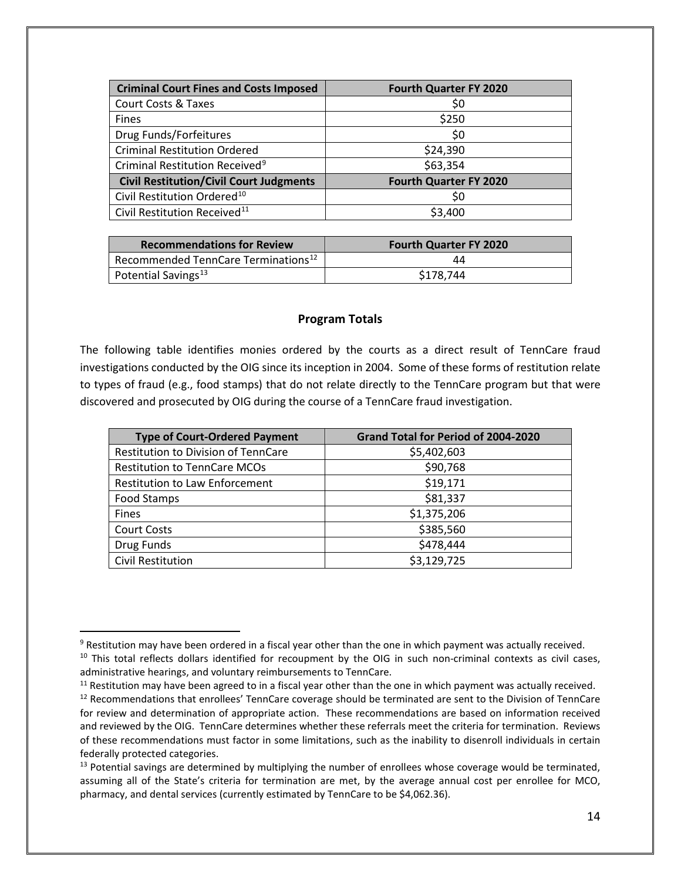| Criminal Court Fines and Costs Imposed | Fourth Quarter FY 2020 |
|---|---|
| Court Costs & Taxes | \$0 |
| Fines | \$250 |
| Drug Funds/Forfeitures | \$0 |
| Criminal Restitution Ordered | \$24,390 |
| Criminal Restitution Received[9] | \$63,354 |
| **Civil Restitution/Civil Court Judgments** | **Fourth Quarter FY 2020** |
| Civil Restitution Ordered[10] | \$0 |
| Civil Restitution Received[11] | \$3,400 |

| Recommendations for Review | Fourth Quarter FY 2020 |
|---|---|
| Recommended TennCare Terminations[12] | 44 |
| Potential Savings[13] | \$178,744 |

## Program Totals

The following table identifies monies ordered by the courts as a direct result of TennCare fraud investigations conducted by the OIG since its inception in 2004. Some of these forms of restitution relate to types of fraud (e.g., food stamps) that do not relate directly to the TennCare program but that were discovered and prosecuted by OIG during the course of a TennCare fraud investigation.

| Type of Court-Ordered Payment | Grand Total for Period of 2004-2020 |
|---|---|
| Restitution to Division of TennCare | \$5,402,603 |
| Restitution to TennCare MCOs | \$90,768 |
| Restitution to Law Enforcement | \$19,171 |
| Food Stamps | \$81,337 |
| Fines | \$1,375,206 |
| Court Costs | \$385,560 |
| Drug Funds | \$478,444 |
| Civil Restitution | \$3,129,725 |

[9] Restitution may have been ordered in a fiscal year other than the one in which payment was actually received.

[10] This total reflects dollars identified for recoupment by the OIG in such non-criminal contexts as civil cases, administrative hearings, and voluntary reimbursements to TennCare.

[11] Restitution may have been agreed to in a fiscal year other than the one in which payment was actually received.

[12] Recommendations that enrollees' TennCare coverage should be terminated are sent to the Division of TennCare for review and determination of appropriate action. These recommendations are based on information received and reviewed by the OIG. TennCare determines whether these referrals meet the criteria for termination. Reviews of these recommendations must factor in some limitations, such as the inability to disenroll individuals in certain federally protected categories.

[13] Potential savings are determined by multiplying the number of enrollees whose coverage would be terminated, assuming all of the State's criteria for termination are met, by the average annual cost per enrollee for MCO, pharmacy, and dental services (currently estimated by TennCare to be \$4,062.36).